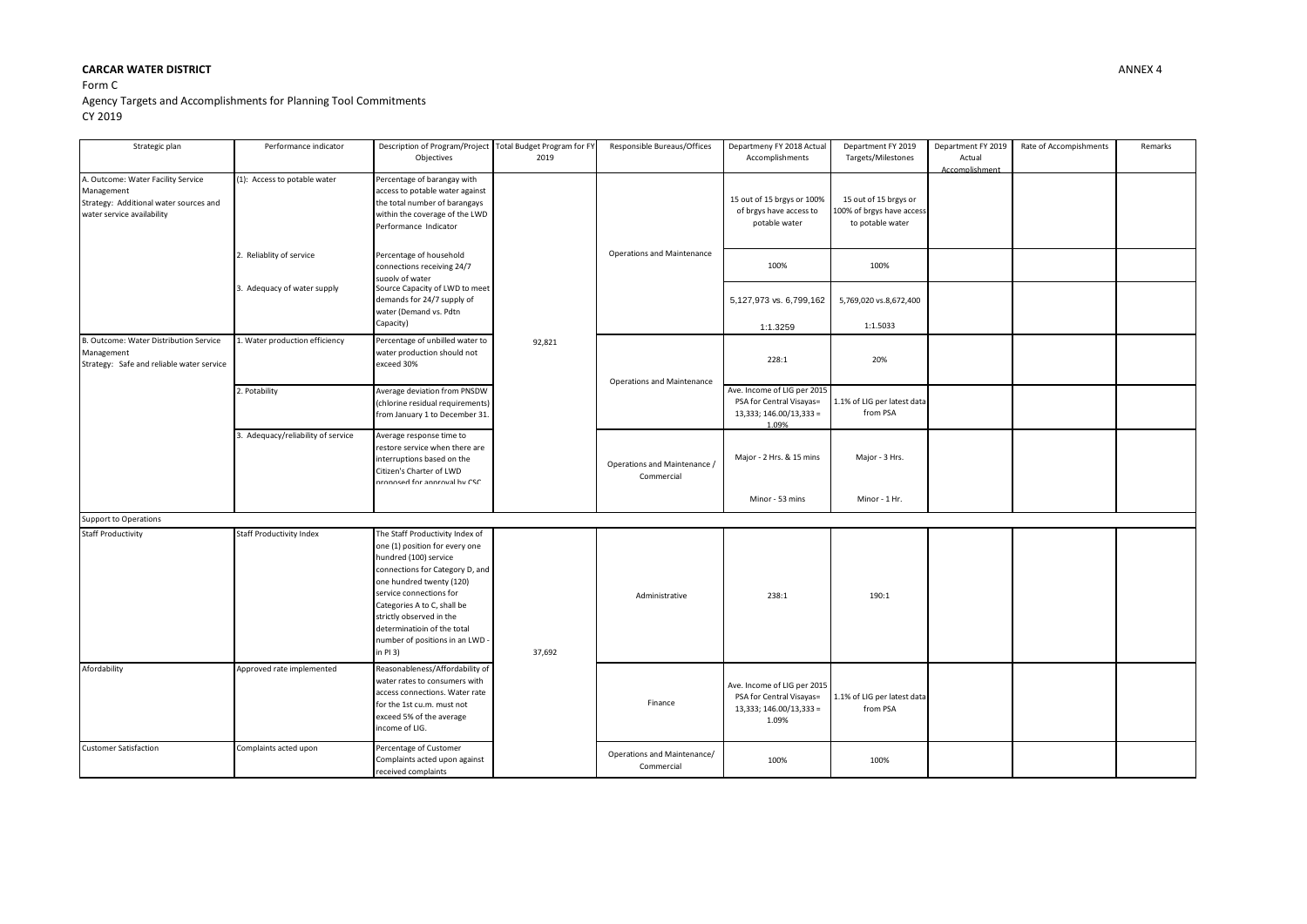**CARCAR WATER DISTRICT**

ANNEX 4

Form C

Agency Targets and Accomplishments for Planning Tool Commitments

CY 2019

| Strategic plan | Performance indicator | Description of Program/Project Objectives | Total Budget Program for FY 2019 | Responsible Bureaus/Offices | Departmeny FY 2018 Actual Accomplishments | Department FY 2019 Targets/Milestones | Department FY 2019 Actual Accomplishment | Rate of Accomplishments | Remarks |
|---|---|---|---|---|---|---|---|---|---|
| A. Outcome: Water Facility Service Management Strategy: Additional water sources and water service availability | (1): Access to potable water | Percentage of barangay with access to potable water against the total number of barangays within the coverage of the LWD Performance Indicator | 92,821 | Operations and Maintenance | 15 out of 15 brgys or 100% of brgys have access to potable water | 15 out of 15 brgys or 100% of brgys have access to potable water | | | |
| | 2. Reliablity of service | Percentage of household connections receiving 24/7 supply of water | | | 100% | 100% | | | |
| | 3. Adequacy of water supply | Source Capacity of LWD to meet demands for 24/7 supply of water (Demand vs. Pdtn Capacity) | | | 5,127,973 vs. 6,799,162 1:1.3259 | 5,769,020 vs.8,672,400 1:1.5033 | | | |
| B. Outcome: Water Distribution Service Management Strategy: Safe and reliable water service | 1. Water production efficiency | Percentage of unbilled water to water production should not exceed 30% | | Operations and Maintenance | 228:1 | 20% | | | |
| | 2. Potability | Average deviation from PNSDW (chlorine residual requirements) from January 1 to December 31. | | | Ave. Income of LIG per 2015 PSA for Central Visayas= 13,333; 146.00/13,333 = 1.09% | 1.1% of LIG per latest data from PSA | | | |
| | 3. Adequacy/reliability of service | Average response time to restore service when there are interruptions based on the Citizen's Charter of LWD proposed for approval by CSC | | Operations and Maintenance / Commercial | Major - 2 Hrs. & 15 mins<br>Minor - 53 mins | Major - 3 Hrs.<br>Minor - 1 Hr. | | | |
| Support to Operations | | | | | | | | | |
| Staff Productivity | Staff Productivity Index | The Staff Productivity Index of one (1) position for every one hundred (100) service connections for Category D, and one hundred twenty (120) service connections for Categories A to C, shall be strictly observed in the determinatioin of the total number of positions in an LWD - in PI 3) | 37,692 | Administrative | 238:1 | 190:1 | | | |
| Afordability | Approved rate implemented | Reasonableness/Affordability of water rates to consumers with access connections. Water rate for the 1st cu.m. must not exceed 5% of the average income of LIG. | | Finance | Ave. Income of LIG per 2015 PSA for Central Visayas= 13,333; 146.00/13,333 = 1.09% | 1.1% of LIG per latest data from PSA | | | |
| Customer Satisfaction | Complaints acted upon | Percentage of Customer Complaints acted upon against received complaints | | Operations and Maintenance/ Commercial | 100% | 100% | | | |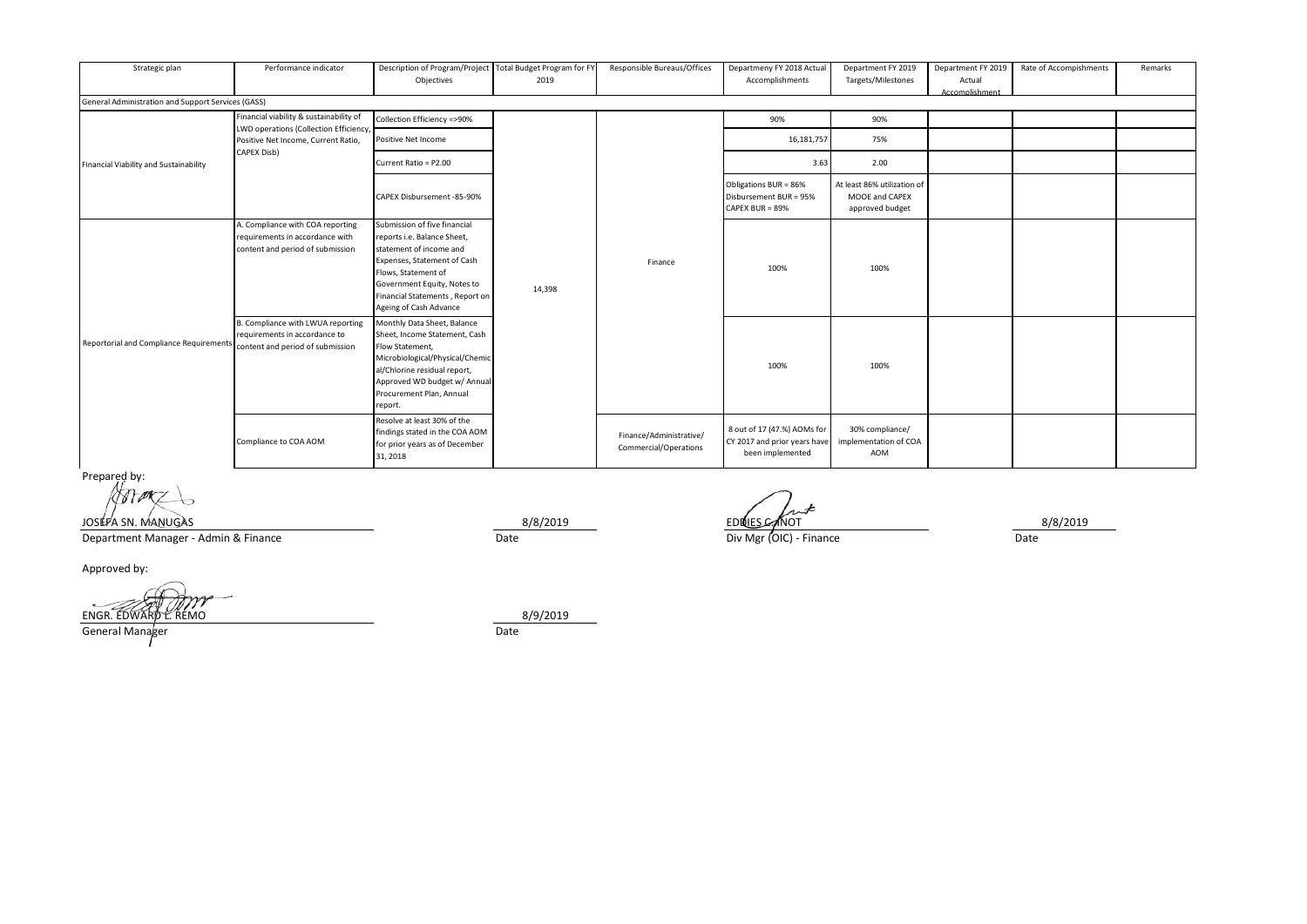| Strategic plan | Performance indicator | Description of Program/Project Objectives | Total Budget Program for FY 2019 | Responsible Bureaus/Offices | Departmeny FY 2018 Actual Accomplishments | Department FY 2019 Targets/Milestones | Department FY 2019 Actual Accomplishment | Rate of Accompishments | Remarks |
|---|---|---|---|---|---|---|---|---|---|
| General Administration and Support Services (GASS) | | | | | | | | | |
| Financial Viability and Sustainability | Financial viability & sustainability of LWD operations (Collection Efficiency, Positive Net Income, Current Ratio, CAPEX Disb) | Collection Efficiency =>90% | 14,398 | Finance | 90% | 90% | | | |
| | | Positive Net Income | | | 16,181,757 | 75% | | | |
| | | Current Ratio = P2.00 | | | 3.63 | 2.00 | | | |
| | | CAPEX Disbursement -85-90% | | | Obligations BUR = 86% Disbursement BUR = 95% CAPEX BUR = 89% | At least 86% utilization of MOOE and CAPEX approved budget | | | |
| Reportorial and Compliance Requirements | A. Compliance with COA reporting requirements in accordance with content and period of submission | Submission of five financial reports i.e. Balance Sheet, statement of income and Expenses, Statement of Cash Flows, Statement of Government Equity, Notes to Financial Statements , Report on Ageing of Cash Advance | | | 100% | 100% | | | |
| | B. Compliance with LWUA reporting requirements in accordance to content and period of submission | Monthly Data Sheet, Balance Sheet, Income Statement, Cash Flow Statement, Microbiological/Physical/Chemical/Chlorine residual report, Approved WD budget w/ Annual Procurement Plan, Annual report. | | | 100% | 100% | | | |
| | Compliance to COA AOM | Resolve at least 30% of the findings stated in the COA AOM for prior years as of December 31, 2018 | | Finance/Administrative/ Commercial/Operations | 8 out of 17 (47.%) AOMs for CY 2017 and prior years have been implemented | 30% compliance/ implementation of COA AOM | | | |

Prepared by:

JOSEFA SN. MANUGAS — 8/8/2019
Department Manager - Admin & Finance — Date

EDDIES C. ANOT — 8/8/2019
Div Mgr (OIC) - Finance — Date

Approved by:

ENGR. EDWARD L. REMO — 8/9/2019
General Manager — Date